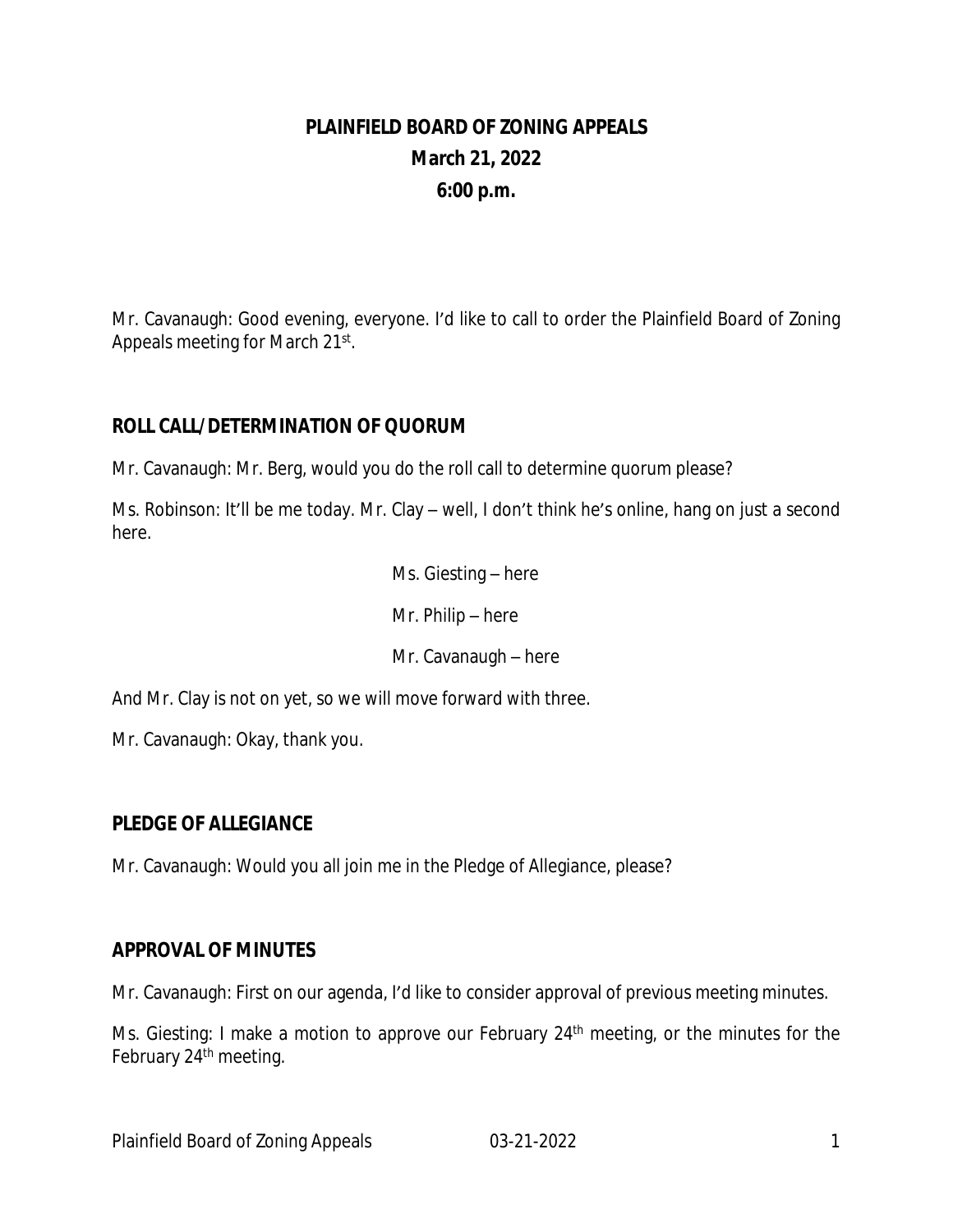# PLAINFIELD BOARD OF ZONING APPEALS
## March 21, 2022
## 6:00 p.m.

Mr. Cavanaugh: Good evening, everyone. I'd like to call to order the Plainfield Board of Zoning Appeals meeting for March 21st.

## ROLL CALL/DETERMINATION OF QUORUM

Mr. Cavanaugh: Mr. Berg, would you do the roll call to determine quorum please?

Ms. Robinson: It'll be me today. Mr. Clay – well, I don't think he's online, hang on just a second here.

Ms. Giesting – here

Mr. Philip – here

Mr. Cavanaugh – here

And Mr. Clay is not on yet, so we will move forward with three.

Mr. Cavanaugh: Okay, thank you.

## PLEDGE OF ALLEGIANCE

Mr. Cavanaugh: Would you all join me in the Pledge of Allegiance, please?

## APPROVAL OF MINUTES

Mr. Cavanaugh: First on our agenda, I'd like to consider approval of previous meeting minutes.

Ms. Giesting: I make a motion to approve our February 24th meeting, or the minutes for the February 24th meeting.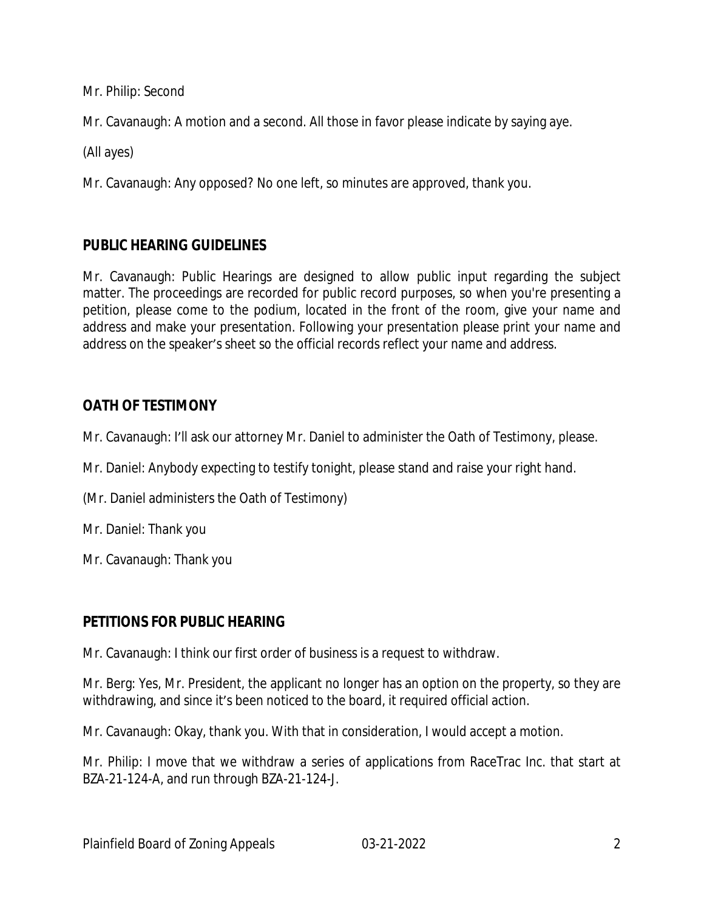Mr. Philip: Second

Mr. Cavanaugh: A motion and a second. All those in favor please indicate by saying aye.

(All ayes)

Mr. Cavanaugh: Any opposed? No one left, so minutes are approved, thank you.

## PUBLIC HEARING GUIDELINES

Mr. Cavanaugh: Public Hearings are designed to allow public input regarding the subject matter. The proceedings are recorded for public record purposes, so when you're presenting a petition, please come to the podium, located in the front of the room, give your name and address and make your presentation. Following your presentation please print your name and address on the speaker's sheet so the official records reflect your name and address.

## OATH OF TESTIMONY

Mr. Cavanaugh: I'll ask our attorney Mr. Daniel to administer the Oath of Testimony, please.

Mr. Daniel: Anybody expecting to testify tonight, please stand and raise your right hand.

(Mr. Daniel administers the Oath of Testimony)

Mr. Daniel: Thank you

Mr. Cavanaugh: Thank you

## PETITIONS FOR PUBLIC HEARING

Mr. Cavanaugh: I think our first order of business is a request to withdraw.

Mr. Berg: Yes, Mr. President, the applicant no longer has an option on the property, so they are withdrawing, and since it's been noticed to the board, it required official action.

Mr. Cavanaugh: Okay, thank you. With that in consideration, I would accept a motion.

Mr. Philip: I move that we withdraw a series of applications from RaceTrac Inc. that start at BZA-21-124-A, and run through BZA-21-124-J.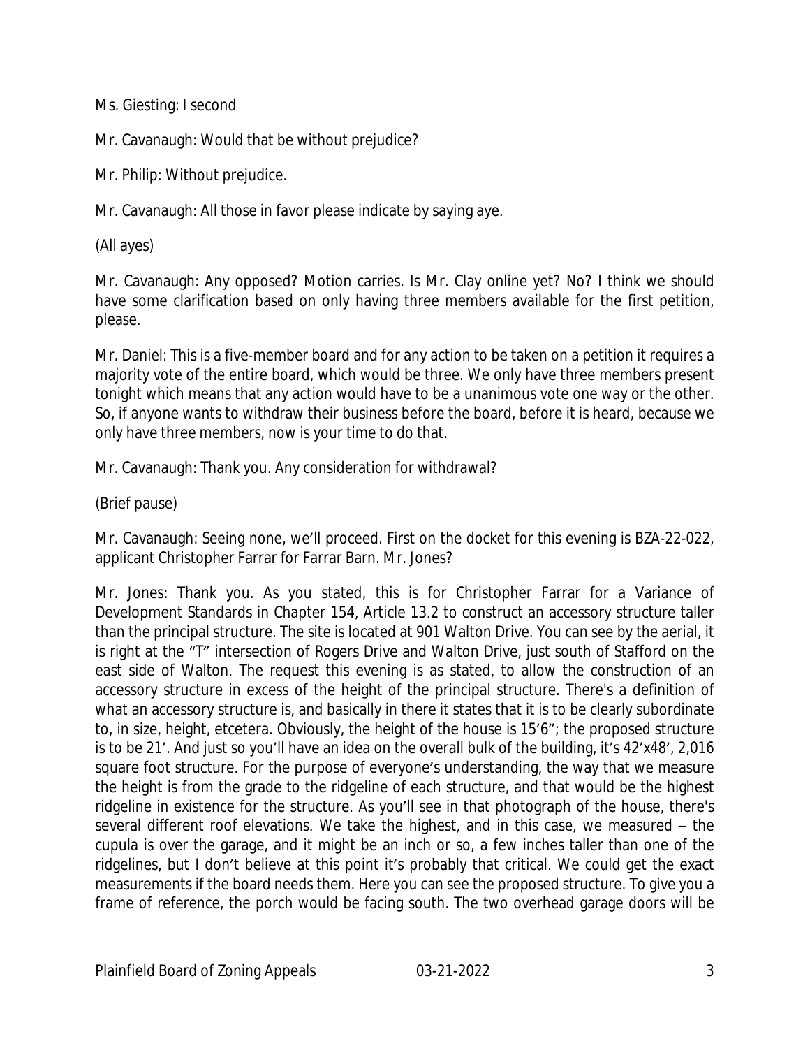Ms. Giesting: I second

Mr. Cavanaugh: Would that be without prejudice?

Mr. Philip: Without prejudice.

Mr. Cavanaugh: All those in favor please indicate by saying aye.

(All ayes)

Mr. Cavanaugh: Any opposed? Motion carries. Is Mr. Clay online yet? No? I think we should have some clarification based on only having three members available for the first petition, please.

Mr. Daniel: This is a five-member board and for any action to be taken on a petition it requires a majority vote of the entire board, which would be three. We only have three members present tonight which means that any action would have to be a unanimous vote one way or the other. So, if anyone wants to withdraw their business before the board, before it is heard, because we only have three members, now is your time to do that.

Mr. Cavanaugh: Thank you. Any consideration for withdrawal?

(Brief pause)

Mr. Cavanaugh: Seeing none, we'll proceed. First on the docket for this evening is BZA-22-022, applicant Christopher Farrar for Farrar Barn. Mr. Jones?

Mr. Jones: Thank you. As you stated, this is for Christopher Farrar for a Variance of Development Standards in Chapter 154, Article 13.2 to construct an accessory structure taller than the principal structure. The site is located at 901 Walton Drive. You can see by the aerial, it is right at the "T" intersection of Rogers Drive and Walton Drive, just south of Stafford on the east side of Walton. The request this evening is as stated, to allow the construction of an accessory structure in excess of the height of the principal structure. There's a definition of what an accessory structure is, and basically in there it states that it is to be clearly subordinate to, in size, height, etcetera. Obviously, the height of the house is 15'6"; the proposed structure is to be 21'. And just so you'll have an idea on the overall bulk of the building, it's 42'x48', 2,016 square foot structure. For the purpose of everyone's understanding, the way that we measure the height is from the grade to the ridgeline of each structure, and that would be the highest ridgeline in existence for the structure. As you'll see in that photograph of the house, there's several different roof elevations. We take the highest, and in this case, we measured – the cupula is over the garage, and it might be an inch or so, a few inches taller than one of the ridgelines, but I don't believe at this point it's probably that critical. We could get the exact measurements if the board needs them. Here you can see the proposed structure. To give you a frame of reference, the porch would be facing south. The two overhead garage doors will be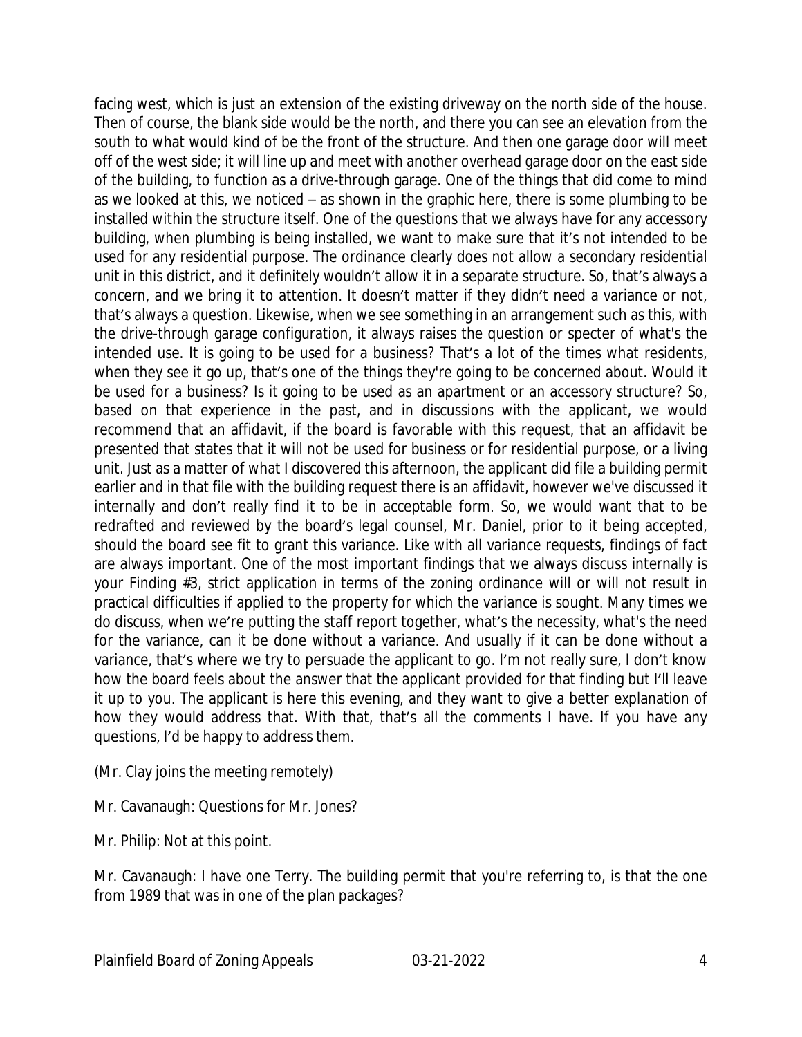facing west, which is just an extension of the existing driveway on the north side of the house. Then of course, the blank side would be the north, and there you can see an elevation from the south to what would kind of be the front of the structure. And then one garage door will meet off of the west side; it will line up and meet with another overhead garage door on the east side of the building, to function as a drive-through garage. One of the things that did come to mind as we looked at this, we noticed – as shown in the graphic here, there is some plumbing to be installed within the structure itself. One of the questions that we always have for any accessory building, when plumbing is being installed, we want to make sure that it's not intended to be used for any residential purpose. The ordinance clearly does not allow a secondary residential unit in this district, and it definitely wouldn't allow it in a separate structure. So, that's always a concern, and we bring it to attention. It doesn't matter if they didn't need a variance or not, that's always a question. Likewise, when we see something in an arrangement such as this, with the drive-through garage configuration, it always raises the question or specter of what's the intended use. It is going to be used for a business? That's a lot of the times what residents, when they see it go up, that's one of the things they're going to be concerned about. Would it be used for a business? Is it going to be used as an apartment or an accessory structure? So, based on that experience in the past, and in discussions with the applicant, we would recommend that an affidavit, if the board is favorable with this request, that an affidavit be presented that states that it will not be used for business or for residential purpose, or a living unit. Just as a matter of what I discovered this afternoon, the applicant did file a building permit earlier and in that file with the building request there is an affidavit, however we've discussed it internally and don't really find it to be in acceptable form. So, we would want that to be redrafted and reviewed by the board's legal counsel, Mr. Daniel, prior to it being accepted, should the board see fit to grant this variance. Like with all variance requests, findings of fact are always important. One of the most important findings that we always discuss internally is your Finding #3, strict application in terms of the zoning ordinance will or will not result in practical difficulties if applied to the property for which the variance is sought. Many times we do discuss, when we're putting the staff report together, what's the necessity, what's the need for the variance, can it be done without a variance. And usually if it can be done without a variance, that's where we try to persuade the applicant to go. I'm not really sure, I don't know how the board feels about the answer that the applicant provided for that finding but I'll leave it up to you. The applicant is here this evening, and they want to give a better explanation of how they would address that. With that, that's all the comments I have. If you have any questions, I'd be happy to address them.

(Mr. Clay joins the meeting remotely)

Mr. Cavanaugh: Questions for Mr. Jones?

Mr. Philip: Not at this point.

Mr. Cavanaugh: I have one Terry. The building permit that you're referring to, is that the one from 1989 that was in one of the plan packages?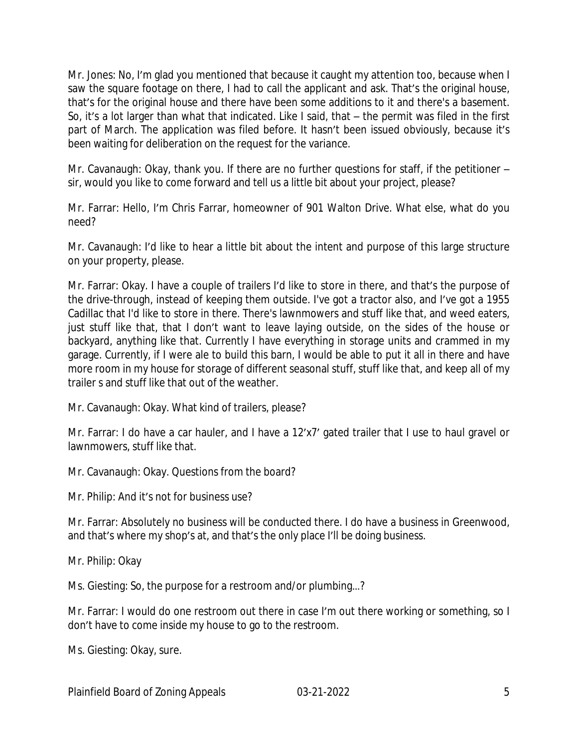Mr. Jones: No, I'm glad you mentioned that because it caught my attention too, because when I saw the square footage on there, I had to call the applicant and ask. That's the original house, that's for the original house and there have been some additions to it and there's a basement. So, it's a lot larger than what that indicated. Like I said, that – the permit was filed in the first part of March. The application was filed before. It hasn't been issued obviously, because it's been waiting for deliberation on the request for the variance.

Mr. Cavanaugh: Okay, thank you. If there are no further questions for staff, if the petitioner – sir, would you like to come forward and tell us a little bit about your project, please?

Mr. Farrar: Hello, I'm Chris Farrar, homeowner of 901 Walton Drive. What else, what do you need?

Mr. Cavanaugh: I'd like to hear a little bit about the intent and purpose of this large structure on your property, please.

Mr. Farrar: Okay. I have a couple of trailers I'd like to store in there, and that's the purpose of the drive-through, instead of keeping them outside. I've got a tractor also, and I've got a 1955 Cadillac that I'd like to store in there. There's lawnmowers and stuff like that, and weed eaters, just stuff like that, that I don't want to leave laying outside, on the sides of the house or backyard, anything like that. Currently I have everything in storage units and crammed in my garage. Currently, if I were ale to build this barn, I would be able to put it all in there and have more room in my house for storage of different seasonal stuff, stuff like that, and keep all of my trailer s and stuff like that out of the weather.

Mr. Cavanaugh: Okay. What kind of trailers, please?

Mr. Farrar: I do have a car hauler, and I have a 12'x7' gated trailer that I use to haul gravel or lawnmowers, stuff like that.

Mr. Cavanaugh: Okay. Questions from the board?

Mr. Philip: And it's not for business use?

Mr. Farrar: Absolutely no business will be conducted there. I do have a business in Greenwood, and that's where my shop's at, and that's the only place I'll be doing business.

Mr. Philip: Okay

Ms. Giesting: So, the purpose for a restroom and/or plumbing…?

Mr. Farrar: I would do one restroom out there in case I'm out there working or something, so I don't have to come inside my house to go to the restroom.

Ms. Giesting: Okay, sure.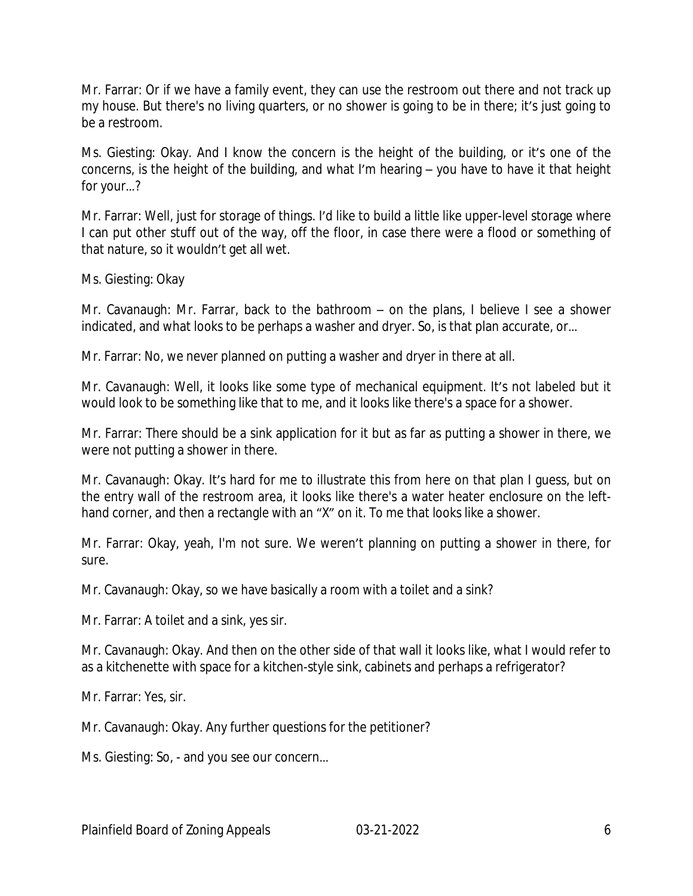Mr. Farrar: Or if we have a family event, they can use the restroom out there and not track up my house. But there's no living quarters, or no shower is going to be in there; it's just going to be a restroom.

Ms. Giesting: Okay. And I know the concern is the height of the building, or it's one of the concerns, is the height of the building, and what I'm hearing – you have to have it that height for your...?

Mr. Farrar: Well, just for storage of things. I'd like to build a little like upper-level storage where I can put other stuff out of the way, off the floor, in case there were a flood or something of that nature, so it wouldn't get all wet.

Ms. Giesting: Okay

Mr. Cavanaugh: Mr. Farrar, back to the bathroom – on the plans, I believe I see a shower indicated, and what looks to be perhaps a washer and dryer. So, is that plan accurate, or...

Mr. Farrar: No, we never planned on putting a washer and dryer in there at all.

Mr. Cavanaugh: Well, it looks like some type of mechanical equipment. It's not labeled but it would look to be something like that to me, and it looks like there's a space for a shower.

Mr. Farrar: There should be a sink application for it but as far as putting a shower in there, we were not putting a shower in there.

Mr. Cavanaugh: Okay. It's hard for me to illustrate this from here on that plan I guess, but on the entry wall of the restroom area, it looks like there's a water heater enclosure on the left-hand corner, and then a rectangle with an "X" on it. To me that looks like a shower.

Mr. Farrar: Okay, yeah, I'm not sure. We weren't planning on putting a shower in there, for sure.

Mr. Cavanaugh: Okay, so we have basically a room with a toilet and a sink?

Mr. Farrar: A toilet and a sink, yes sir.

Mr. Cavanaugh: Okay. And then on the other side of that wall it looks like, what I would refer to as a kitchenette with space for a kitchen-style sink, cabinets and perhaps a refrigerator?

Mr. Farrar: Yes, sir.

Mr. Cavanaugh: Okay. Any further questions for the petitioner?

Ms. Giesting: So, - and you see our concern...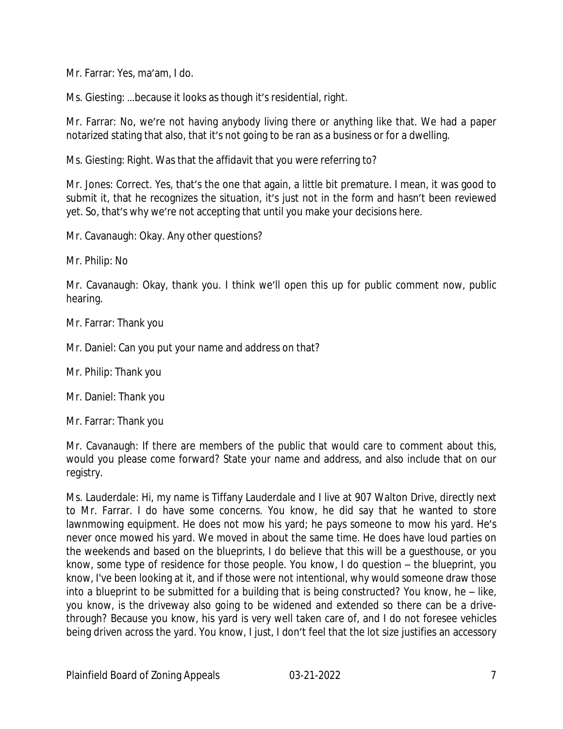Mr. Farrar: Yes, ma'am, I do.

Ms. Giesting: ...because it looks as though it's residential, right.

Mr. Farrar: No, we're not having anybody living there or anything like that. We had a paper notarized stating that also, that it's not going to be ran as a business or for a dwelling.

Ms. Giesting: Right. Was that the affidavit that you were referring to?

Mr. Jones: Correct. Yes, that's the one that again, a little bit premature. I mean, it was good to submit it, that he recognizes the situation, it's just not in the form and hasn't been reviewed yet. So, that's why we're not accepting that until you make your decisions here.

Mr. Cavanaugh: Okay. Any other questions?

Mr. Philip: No

Mr. Cavanaugh: Okay, thank you. I think we'll open this up for public comment now, public hearing.

Mr. Farrar: Thank you

Mr. Daniel: Can you put your name and address on that?

Mr. Philip: Thank you

Mr. Daniel: Thank you

Mr. Farrar: Thank you

Mr. Cavanaugh: If there are members of the public that would care to comment about this, would you please come forward? State your name and address, and also include that on our registry.

Ms. Lauderdale: Hi, my name is Tiffany Lauderdale and I live at 907 Walton Drive, directly next to Mr. Farrar. I do have some concerns. You know, he did say that he wanted to store lawnmowing equipment. He does not mow his yard; he pays someone to mow his yard. He's never once mowed his yard. We moved in about the same time. He does have loud parties on the weekends and based on the blueprints, I do believe that this will be a guesthouse, or you know, some type of residence for those people. You know, I do question – the blueprint, you know, I've been looking at it, and if those were not intentional, why would someone draw those into a blueprint to be submitted for a building that is being constructed? You know, he – like, you know, is the driveway also going to be widened and extended so there can be a drive-through? Because you know, his yard is very well taken care of, and I do not foresee vehicles being driven across the yard. You know, I just, I don't feel that the lot size justifies an accessory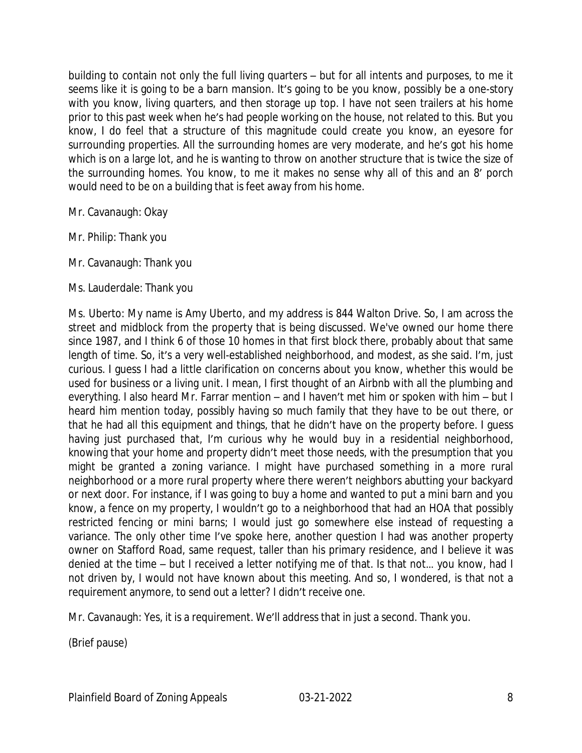building to contain not only the full living quarters – but for all intents and purposes, to me it seems like it is going to be a barn mansion. It's going to be you know, possibly be a one-story with you know, living quarters, and then storage up top. I have not seen trailers at his home prior to this past week when he's had people working on the house, not related to this. But you know, I do feel that a structure of this magnitude could create you know, an eyesore for surrounding properties. All the surrounding homes are very moderate, and he's got his home which is on a large lot, and he is wanting to throw on another structure that is twice the size of the surrounding homes. You know, to me it makes no sense why all of this and an 8' porch would need to be on a building that is feet away from his home.

Mr. Cavanaugh: Okay

Mr. Philip: Thank you

Mr. Cavanaugh: Thank you

Ms. Lauderdale: Thank you

Ms. Uberto: My name is Amy Uberto, and my address is 844 Walton Drive. So, I am across the street and midblock from the property that is being discussed. We've owned our home there since 1987, and I think 6 of those 10 homes in that first block there, probably about that same length of time. So, it's a very well-established neighborhood, and modest, as she said. I'm, just curious. I guess I had a little clarification on concerns about you know, whether this would be used for business or a living unit. I mean, I first thought of an Airbnb with all the plumbing and everything. I also heard Mr. Farrar mention – and I haven't met him or spoken with him – but I heard him mention today, possibly having so much family that they have to be out there, or that he had all this equipment and things, that he didn't have on the property before. I guess having just purchased that, I'm curious why he would buy in a residential neighborhood, knowing that your home and property didn't meet those needs, with the presumption that you might be granted a zoning variance. I might have purchased something in a more rural neighborhood or a more rural property where there weren't neighbors abutting your backyard or next door. For instance, if I was going to buy a home and wanted to put a mini barn and you know, a fence on my property, I wouldn't go to a neighborhood that had an HOA that possibly restricted fencing or mini barns; I would just go somewhere else instead of requesting a variance. The only other time I've spoke here, another question I had was another property owner on Stafford Road, same request, taller than his primary residence, and I believe it was denied at the time – but I received a letter notifying me of that. Is that not… you know, had I not driven by, I would not have known about this meeting. And so, I wondered, is that not a requirement anymore, to send out a letter? I didn't receive one.

Mr. Cavanaugh: Yes, it is a requirement. We'll address that in just a second. Thank you.

(Brief pause)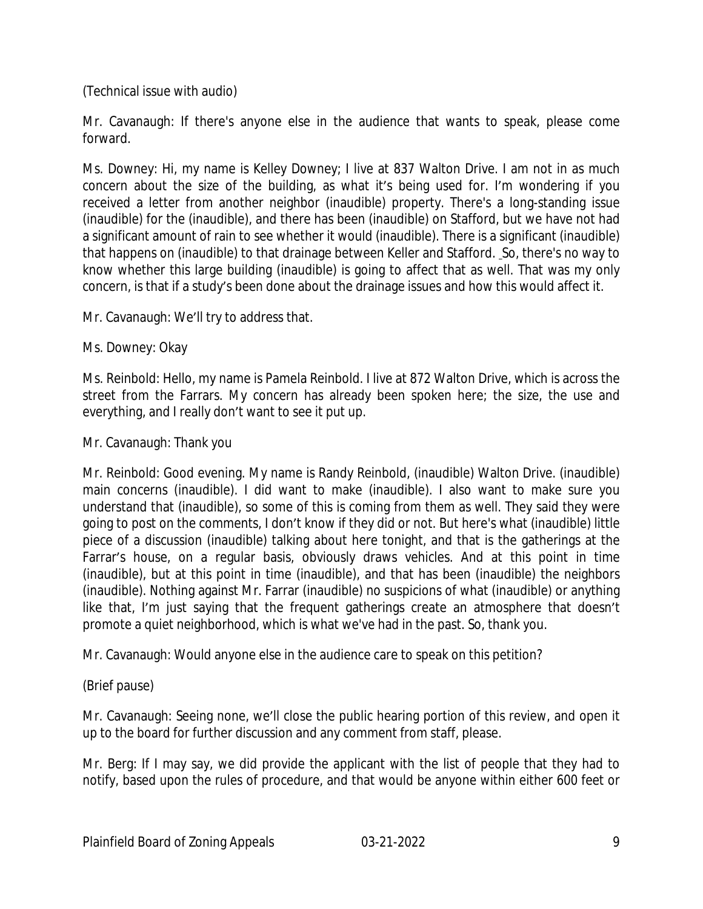(Technical issue with audio)

Mr. Cavanaugh: If there's anyone else in the audience that wants to speak, please come forward.

Ms. Downey: Hi, my name is Kelley Downey; I live at 837 Walton Drive. I am not in as much concern about the size of the building, as what it's being used for. I'm wondering if you received a letter from another neighbor (inaudible) property. There's a long-standing issue (inaudible) for the (inaudible), and there has been (inaudible) on Stafford, but we have not had a significant amount of rain to see whether it would (inaudible). There is a significant (inaudible) that happens on (inaudible) to that drainage between Keller and Stafford. _So, there's no way to know whether this large building (inaudible) is going to affect that as well. That was my only concern, is that if a study's been done about the drainage issues and how this would affect it.

Mr. Cavanaugh: We'll try to address that.

Ms. Downey: Okay

Ms. Reinbold: Hello, my name is Pamela Reinbold. I live at 872 Walton Drive, which is across the street from the Farrars. My concern has already been spoken here; the size, the use and everything, and I really don't want to see it put up.

Mr. Cavanaugh: Thank you

Mr. Reinbold: Good evening. My name is Randy Reinbold, (inaudible) Walton Drive. (inaudible) main concerns (inaudible). I did want to make (inaudible). I also want to make sure you understand that (inaudible), so some of this is coming from them as well. They said they were going to post on the comments, I don't know if they did or not. But here's what (inaudible) little piece of a discussion (inaudible) talking about here tonight, and that is the gatherings at the Farrar's house, on a regular basis, obviously draws vehicles. And at this point in time (inaudible), but at this point in time (inaudible), and that has been (inaudible) the neighbors (inaudible). Nothing against Mr. Farrar (inaudible) no suspicions of what (inaudible) or anything like that, I'm just saying that the frequent gatherings create an atmosphere that doesn't promote a quiet neighborhood, which is what we've had in the past. So, thank you.

Mr. Cavanaugh: Would anyone else in the audience care to speak on this petition?

(Brief pause)

Mr. Cavanaugh: Seeing none, we'll close the public hearing portion of this review, and open it up to the board for further discussion and any comment from staff, please.

Mr. Berg: If I may say, we did provide the applicant with the list of people that they had to notify, based upon the rules of procedure, and that would be anyone within either 600 feet or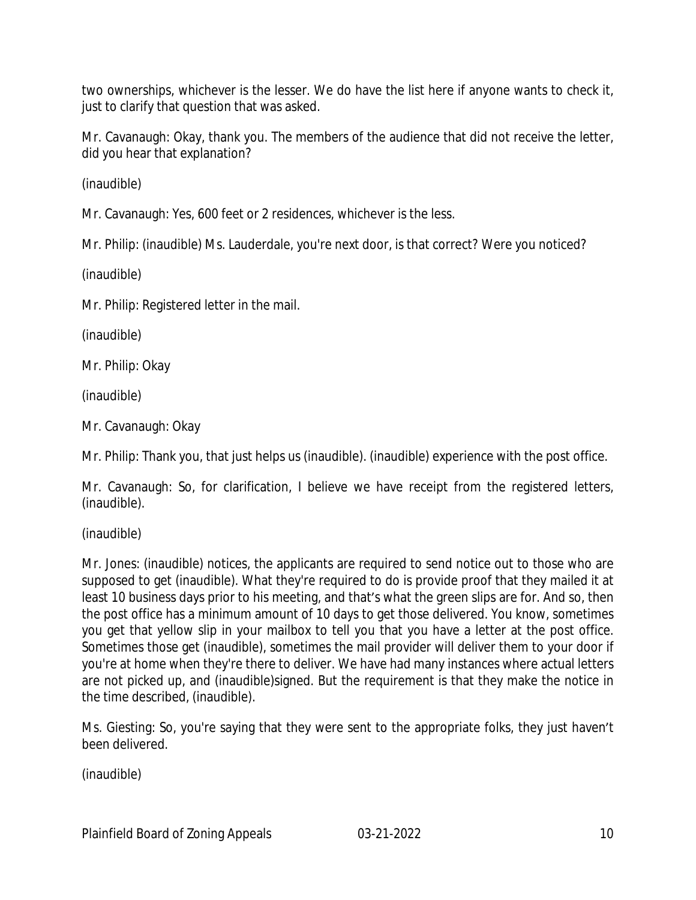two ownerships, whichever is the lesser. We do have the list here if anyone wants to check it, just to clarify that question that was asked.

Mr. Cavanaugh: Okay, thank you. The members of the audience that did not receive the letter, did you hear that explanation?

(inaudible)

Mr. Cavanaugh: Yes, 600 feet or 2 residences, whichever is the less.

Mr. Philip: (inaudible) Ms. Lauderdale, you're next door, is that correct? Were you noticed?

(inaudible)

Mr. Philip: Registered letter in the mail.

(inaudible)

Mr. Philip: Okay

(inaudible)

Mr. Cavanaugh: Okay

Mr. Philip: Thank you, that just helps us (inaudible). (inaudible) experience with the post office.

Mr. Cavanaugh: So, for clarification, I believe we have receipt from the registered letters, (inaudible).

(inaudible)

Mr. Jones: (inaudible) notices, the applicants are required to send notice out to those who are supposed to get (inaudible). What they're required to do is provide proof that they mailed it at least 10 business days prior to his meeting, and that's what the green slips are for. And so, then the post office has a minimum amount of 10 days to get those delivered. You know, sometimes you get that yellow slip in your mailbox to tell you that you have a letter at the post office. Sometimes those get (inaudible), sometimes the mail provider will deliver them to your door if you're at home when they're there to deliver. We have had many instances where actual letters are not picked up, and (inaudible)signed. But the requirement is that they make the notice in the time described, (inaudible).

Ms. Giesting: So, you're saying that they were sent to the appropriate folks, they just haven't been delivered.

(inaudible)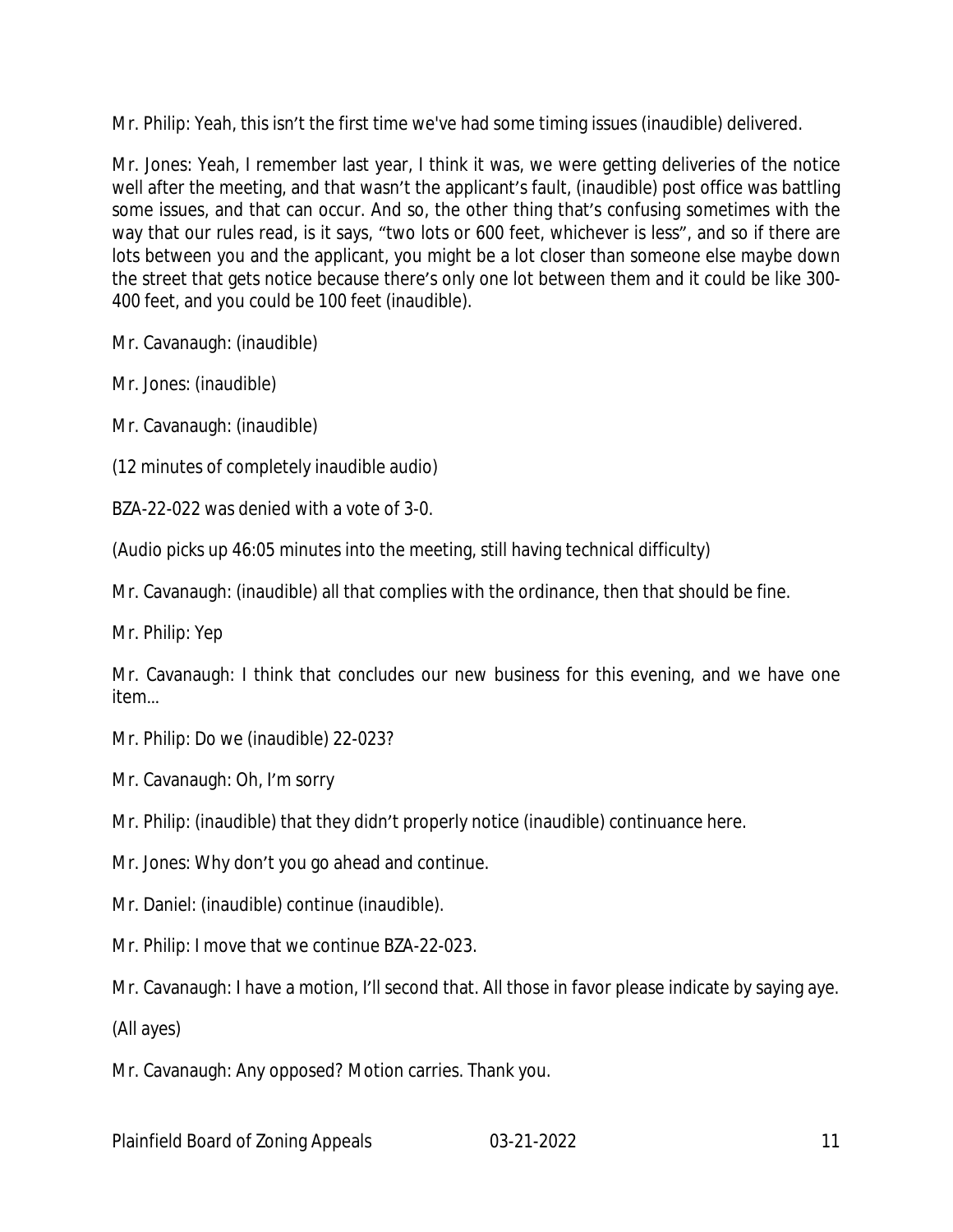Mr. Philip: Yeah, this isn't the first time we've had some timing issues (inaudible) delivered.

Mr. Jones: Yeah, I remember last year, I think it was, we were getting deliveries of the notice well after the meeting, and that wasn't the applicant's fault, (inaudible) post office was battling some issues, and that can occur. And so, the other thing that's confusing sometimes with the way that our rules read, is it says, "two lots or 600 feet, whichever is less", and so if there are lots between you and the applicant, you might be a lot closer than someone else maybe down the street that gets notice because there's only one lot between them and it could be like 300-400 feet, and you could be 100 feet (inaudible).

Mr. Cavanaugh: (inaudible)

Mr. Jones: (inaudible)

Mr. Cavanaugh: (inaudible)

(12 minutes of completely inaudible audio)

BZA-22-022 was denied with a vote of 3-0.

(Audio picks up 46:05 minutes into the meeting, still having technical difficulty)

Mr. Cavanaugh: (inaudible) all that complies with the ordinance, then that should be fine.

Mr. Philip: Yep

Mr. Cavanaugh: I think that concludes our new business for this evening, and we have one item...

Mr. Philip: Do we (inaudible) 22-023?

Mr. Cavanaugh: Oh, I'm sorry

Mr. Philip: (inaudible) that they didn't properly notice (inaudible) continuance here.

Mr. Jones: Why don't you go ahead and continue.

Mr. Daniel: (inaudible) continue (inaudible).

Mr. Philip: I move that we continue BZA-22-023.

Mr. Cavanaugh: I have a motion, I'll second that. All those in favor please indicate by saying aye.

(All ayes)

Mr. Cavanaugh: Any opposed? Motion carries. Thank you.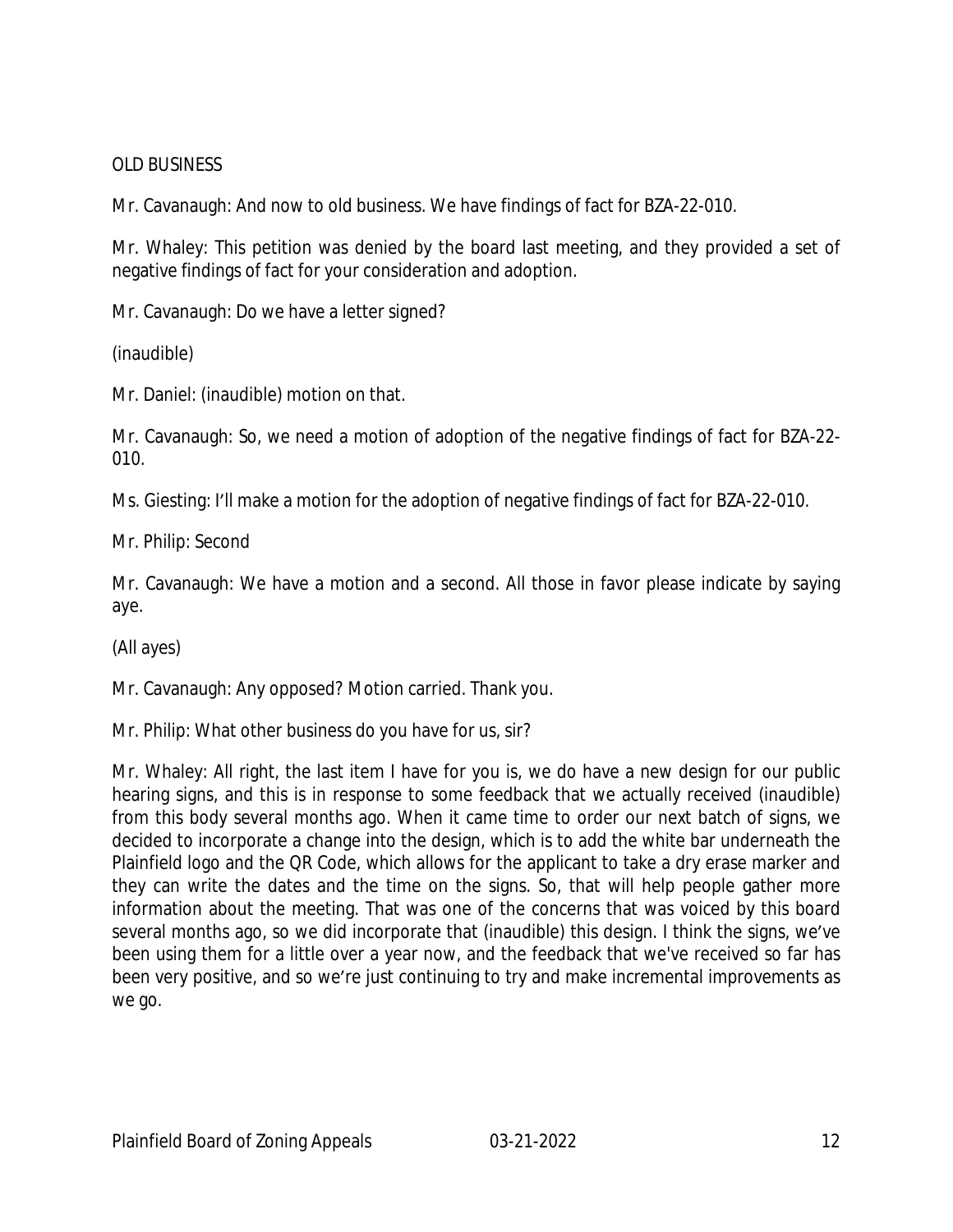OLD BUSINESS

Mr. Cavanaugh: And now to old business. We have findings of fact for BZA-22-010.

Mr. Whaley: This petition was denied by the board last meeting, and they provided a set of negative findings of fact for your consideration and adoption.

Mr. Cavanaugh: Do we have a letter signed?

(inaudible)

Mr. Daniel: (inaudible) motion on that.

Mr. Cavanaugh: So, we need a motion of adoption of the negative findings of fact for BZA-22-010.

Ms. Giesting: I'll make a motion for the adoption of negative findings of fact for BZA-22-010.

Mr. Philip: Second

Mr. Cavanaugh: We have a motion and a second. All those in favor please indicate by saying aye.

(All ayes)

Mr. Cavanaugh: Any opposed? Motion carried. Thank you.

Mr. Philip: What other business do you have for us, sir?

Mr. Whaley: All right, the last item I have for you is, we do have a new design for our public hearing signs, and this is in response to some feedback that we actually received (inaudible) from this body several months ago. When it came time to order our next batch of signs, we decided to incorporate a change into the design, which is to add the white bar underneath the Plainfield logo and the QR Code, which allows for the applicant to take a dry erase marker and they can write the dates and the time on the signs. So, that will help people gather more information about the meeting. That was one of the concerns that was voiced by this board several months ago, so we did incorporate that (inaudible) this design. I think the signs, we've been using them for a little over a year now, and the feedback that we've received so far has been very positive, and so we're just continuing to try and make incremental improvements as we go.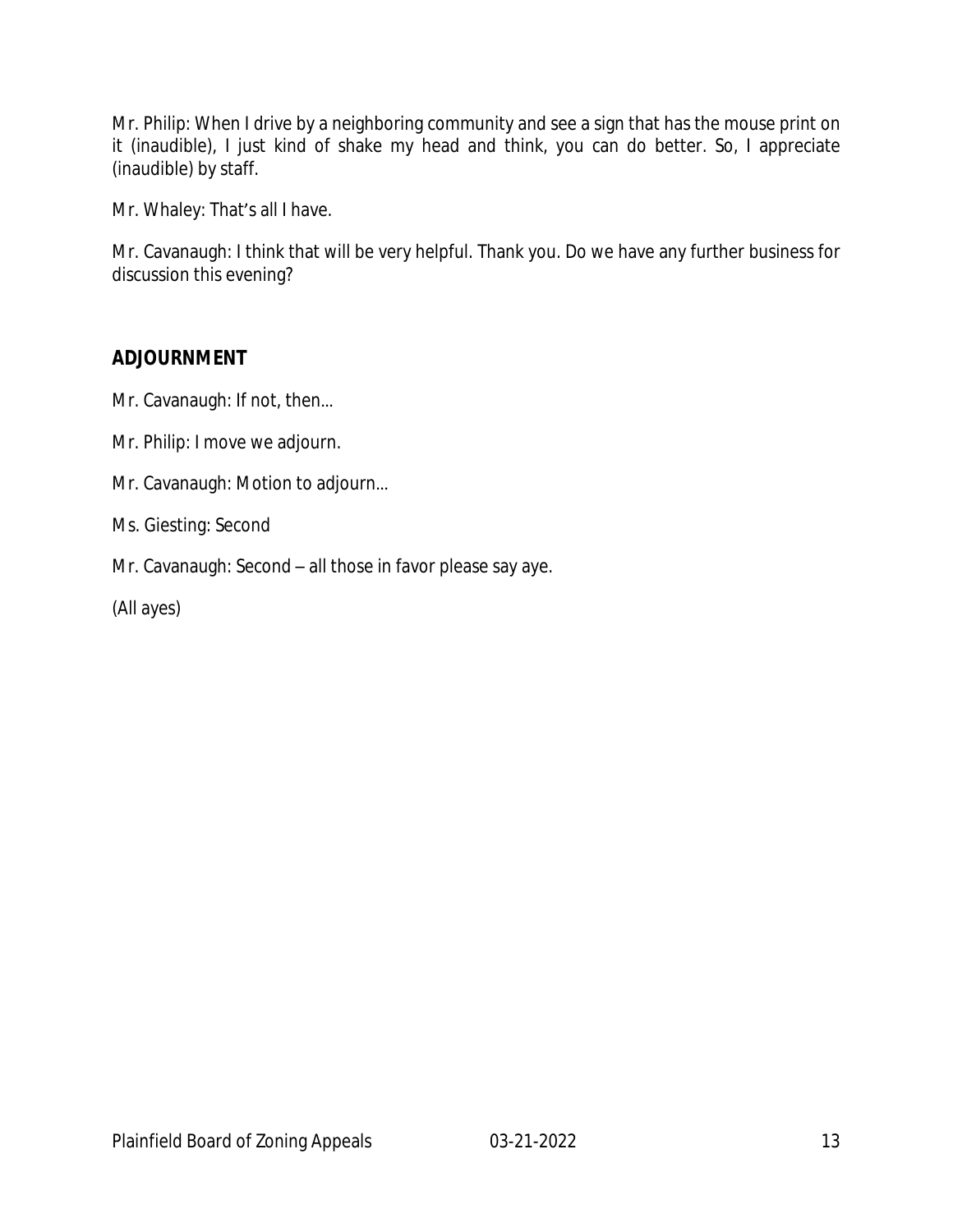Mr. Philip: When I drive by a neighboring community and see a sign that has the mouse print on it (inaudible), I just kind of shake my head and think, you can do better. So, I appreciate (inaudible) by staff.

Mr. Whaley: That's all I have.

Mr. Cavanaugh: I think that will be very helpful. Thank you. Do we have any further business for discussion this evening?

## ADJOURNMENT

Mr. Cavanaugh: If not, then...

Mr. Philip: I move we adjourn.

Mr. Cavanaugh: Motion to adjourn...

Ms. Giesting: Second

Mr. Cavanaugh: Second – all those in favor please say aye.

(All ayes)